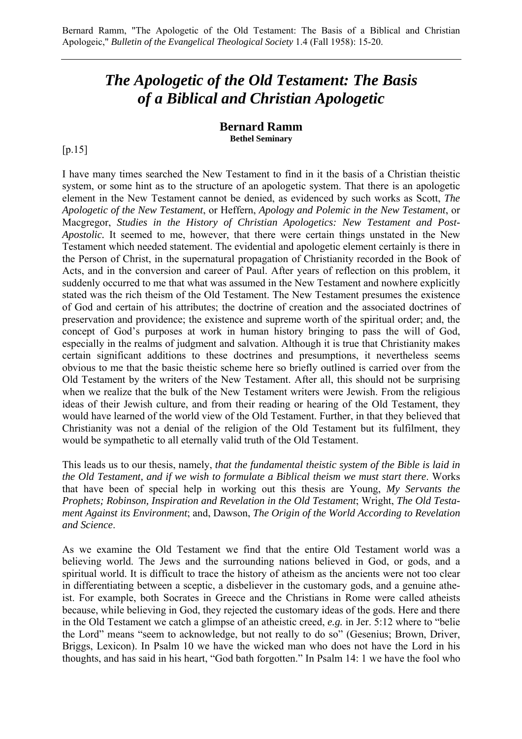# *The Apologetic of the Old Testament: The Basis of a Biblical and Christian Apologetic*

## Bernard Ramm
**Bethel Seminary**

[p.15]

I have many times searched the New Testament to find in it the basis of a Christian theistic system, or some hint as to the structure of an apologetic system. That there is an apologetic element in the New Testament cannot be denied, as evidenced by such works as Scott, *The Apologetic of the New Testament*, or Heffern, *Apology and Polemic in the New Testament*, or Macgregor, *Studies in the History of Christian Apologetics: New Testament and Post-Apostolic.* It seemed to me, however, that there were certain things unstated in the New Testament which needed statement. The evidential and apologetic element certainly is there in the Person of Christ, in the supernatural propagation of Christianity recorded in the Book of Acts, and in the conversion and career of Paul. After years of reflection on this problem, it suddenly occurred to me that what was assumed in the New Testament and nowhere explicitly stated was the rich theism of the Old Testament. The New Testament presumes the existence of God and certain of his attributes; the doctrine of creation and the associated doctrines of preservation and providence; the existence and supreme worth of the spiritual order; and, the concept of God's purposes at work in human history bringing to pass the will of God, especially in the realms of judgment and salvation. Although it is true that Christianity makes certain significant additions to these doctrines and presumptions, it nevertheless seems obvious to me that the basic theistic scheme here so briefly outlined is carried over from the Old Testament by the writers of the New Testament. After all, this should not be surprising when we realize that the bulk of the New Testament writers were Jewish. From the religious ideas of their Jewish culture, and from their reading or hearing of the Old Testament, they would have learned of the world view of the Old Testament. Further, in that they believed that Christianity was not a denial of the religion of the Old Testament but its fulfilment, they would be sympathetic to all eternally valid truth of the Old Testament.

This leads us to our thesis, namely, *that the fundamental theistic system of the Bible is laid in the Old Testament, and if we wish to formulate a Biblical theism we must start there*. Works that have been of special help in working out this thesis are Young, *My Servants the Prophets; Robinson, Inspiration and Revelation in the Old Testament*; Wright, *The Old Testament Against its Environment*; and, Dawson, *The Origin of the World According to Revelation and Science*.

As we examine the Old Testament we find that the entire Old Testament world was a believing world. The Jews and the surrounding nations believed in God, or gods, and a spiritual world. It is difficult to trace the history of atheism as the ancients were not too clear in differentiating between a sceptic, a disbeliever in the customary gods, and a genuine atheist. For example, both Socrates in Greece and the Christians in Rome were called atheists because, while believing in God, they rejected the customary ideas of the gods. Here and there in the Old Testament we catch a glimpse of an atheistic creed, *e.g.* in Jer. 5:12 where to "belie the Lord" means "seem to acknowledge, but not really to do so" (Gesenius; Brown, Driver, Briggs, Lexicon). In Psalm 10 we have the wicked man who does not have the Lord in his thoughts, and has said in his heart, "God bath forgotten." In Psalm 14: 1 we have the fool who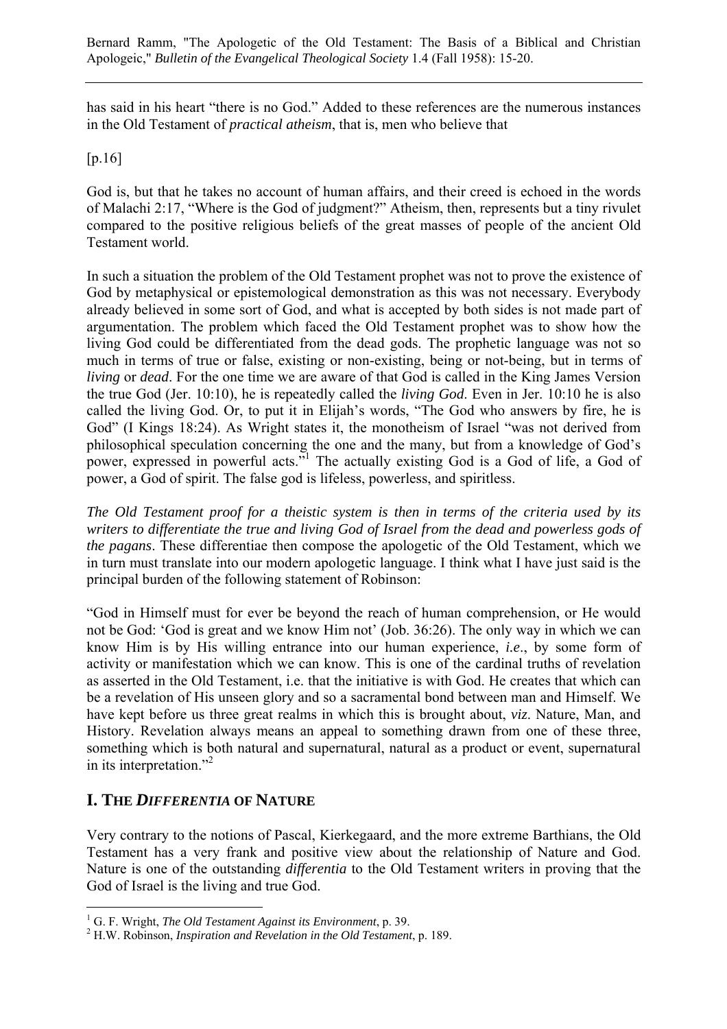has said in his heart "there is no God." Added to these references are the numerous instances in the Old Testament of *practical atheism*, that is, men who believe that

[p.16]

God is, but that he takes no account of human affairs, and their creed is echoed in the words of Malachi 2:17, "Where is the God of judgment?" Atheism, then, represents but a tiny rivulet compared to the positive religious beliefs of the great masses of people of the ancient Old Testament world.

In such a situation the problem of the Old Testament prophet was not to prove the existence of God by metaphysical or epistemological demonstration as this was not necessary. Everybody already believed in some sort of God, and what is accepted by both sides is not made part of argumentation. The problem which faced the Old Testament prophet was to show how the living God could be differentiated from the dead gods. The prophetic language was not so much in terms of true or false, existing or non-existing, being or not-being, but in terms of *living* or *dead*. For the one time we are aware of that God is called in the King James Version the true God (Jer. 10:10), he is repeatedly called the *living God*. Even in Jer. 10:10 he is also called the living God. Or, to put it in Elijah's words, "The God who answers by fire, he is God" (I Kings 18:24). As Wright states it, the monotheism of Israel "was not derived from philosophical speculation concerning the one and the many, but from a knowledge of God's power, expressed in powerful acts."[1] The actually existing God is a God of life, a God of power, a God of spirit. The false god is lifeless, powerless, and spiritless.

*The Old Testament proof for a theistic system is then in terms of the criteria used by its writers to differentiate the true and living God of Israel from the dead and powerless gods of the pagans*. These differentiae then compose the apologetic of the Old Testament, which we in turn must translate into our modern apologetic language. I think what I have just said is the principal burden of the following statement of Robinson:

"God in Himself must for ever be beyond the reach of human comprehension, or He would not be God: 'God is great and we know Him not' (Job. 36:26). The only way in which we can know Him is by His willing entrance into our human experience, *i.e*., by some form of activity or manifestation which we can know. This is one of the cardinal truths of revelation as asserted in the Old Testament, i.e. that the initiative is with God. He creates that which can be a revelation of His unseen glory and so a sacramental bond between man and Himself. We have kept before us three great realms in which this is brought about, *viz*. Nature, Man, and History. Revelation always means an appeal to something drawn from one of these three, something which is both natural and supernatural, natural as a product or event, supernatural in its interpretation."[2]

## I. THE *DIFFERENTIA* OF NATURE

Very contrary to the notions of Pascal, Kierkegaard, and the more extreme Barthians, the Old Testament has a very frank and positive view about the relationship of Nature and God. Nature is one of the outstanding *differentia* to the Old Testament writers in proving that the God of Israel is the living and true God.

---

[1] G. F. Wright, *The Old Testament Against its Environment*, p. 39.

[2] H.W. Robinson, *Inspiration and Revelation in the Old Testament*, p. 189.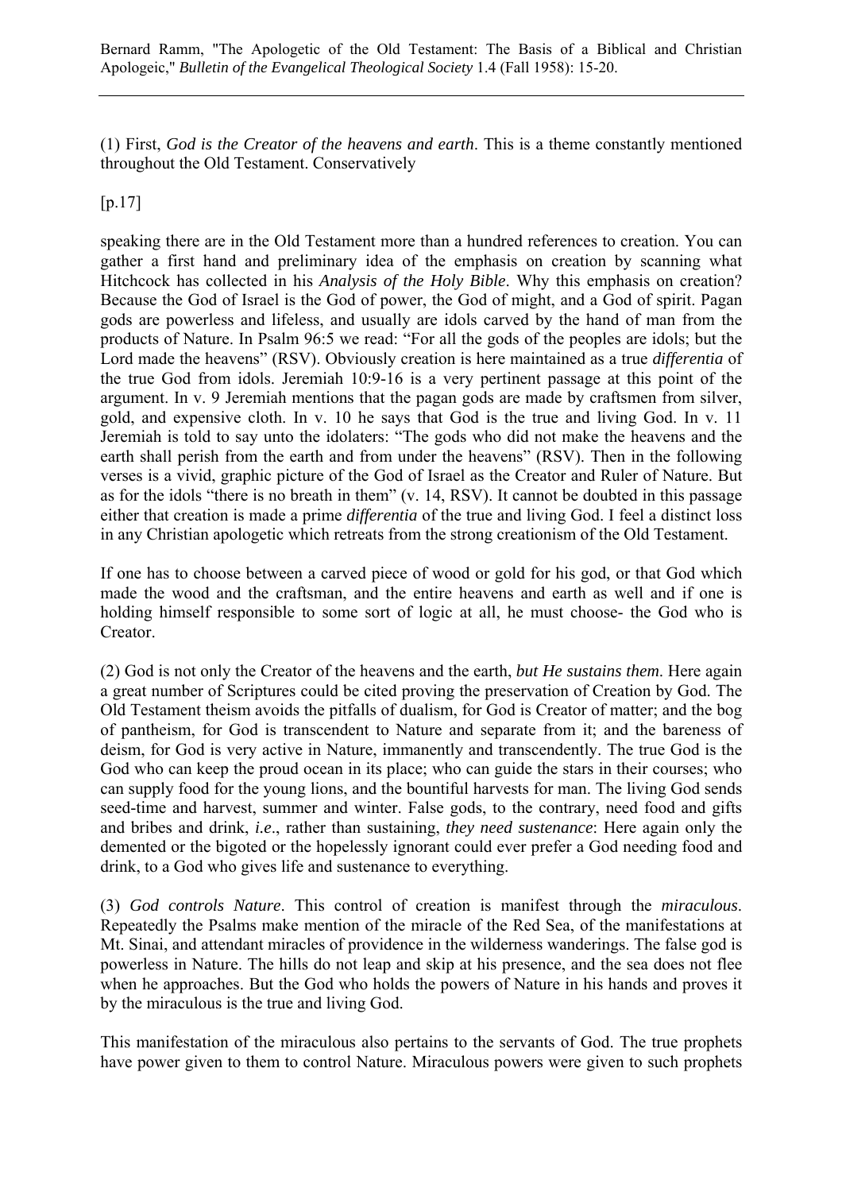(1) First, *God is the Creator of the heavens and earth*. This is a theme constantly mentioned throughout the Old Testament. Conservatively

[p.17]

speaking there are in the Old Testament more than a hundred references to creation. You can gather a first hand and preliminary idea of the emphasis on creation by scanning what Hitchcock has collected in his *Analysis of the Holy Bible*. Why this emphasis on creation? Because the God of Israel is the God of power, the God of might, and a God of spirit. Pagan gods are powerless and lifeless, and usually are idols carved by the hand of man from the products of Nature. In Psalm 96:5 we read: "For all the gods of the peoples are idols; but the Lord made the heavens" (RSV). Obviously creation is here maintained as a true *differentia* of the true God from idols. Jeremiah 10:9-16 is a very pertinent passage at this point of the argument. In v. 9 Jeremiah mentions that the pagan gods are made by craftsmen from silver, gold, and expensive cloth. In v. 10 he says that God is the true and living God. In v. 11 Jeremiah is told to say unto the idolaters: "The gods who did not make the heavens and the earth shall perish from the earth and from under the heavens" (RSV). Then in the following verses is a vivid, graphic picture of the God of Israel as the Creator and Ruler of Nature. But as for the idols "there is no breath in them" (v. 14, RSV). It cannot be doubted in this passage either that creation is made a prime *differentia* of the true and living God. I feel a distinct loss in any Christian apologetic which retreats from the strong creationism of the Old Testament.

If one has to choose between a carved piece of wood or gold for his god, or that God which made the wood and the craftsman, and the entire heavens and earth as well and if one is holding himself responsible to some sort of logic at all, he must choose- the God who is Creator.

(2) God is not only the Creator of the heavens and the earth, *but He sustains them*. Here again a great number of Scriptures could be cited proving the preservation of Creation by God. The Old Testament theism avoids the pitfalls of dualism, for God is Creator of matter; and the bog of pantheism, for God is transcendent to Nature and separate from it; and the bareness of deism, for God is very active in Nature, immanently and transcendently. The true God is the God who can keep the proud ocean in its place; who can guide the stars in their courses; who can supply food for the young lions, and the bountiful harvests for man. The living God sends seed-time and harvest, summer and winter. False gods, to the contrary, need food and gifts and bribes and drink, *i.e*., rather than sustaining, *they need sustenance*: Here again only the demented or the bigoted or the hopelessly ignorant could ever prefer a God needing food and drink, to a God who gives life and sustenance to everything.

(3) *God controls Nature*. This control of creation is manifest through the *miraculous*. Repeatedly the Psalms make mention of the miracle of the Red Sea, of the manifestations at Mt. Sinai, and attendant miracles of providence in the wilderness wanderings. The false god is powerless in Nature. The hills do not leap and skip at his presence, and the sea does not flee when he approaches. But the God who holds the powers of Nature in his hands and proves it by the miraculous is the true and living God.

This manifestation of the miraculous also pertains to the servants of God. The true prophets have power given to them to control Nature. Miraculous powers were given to such prophets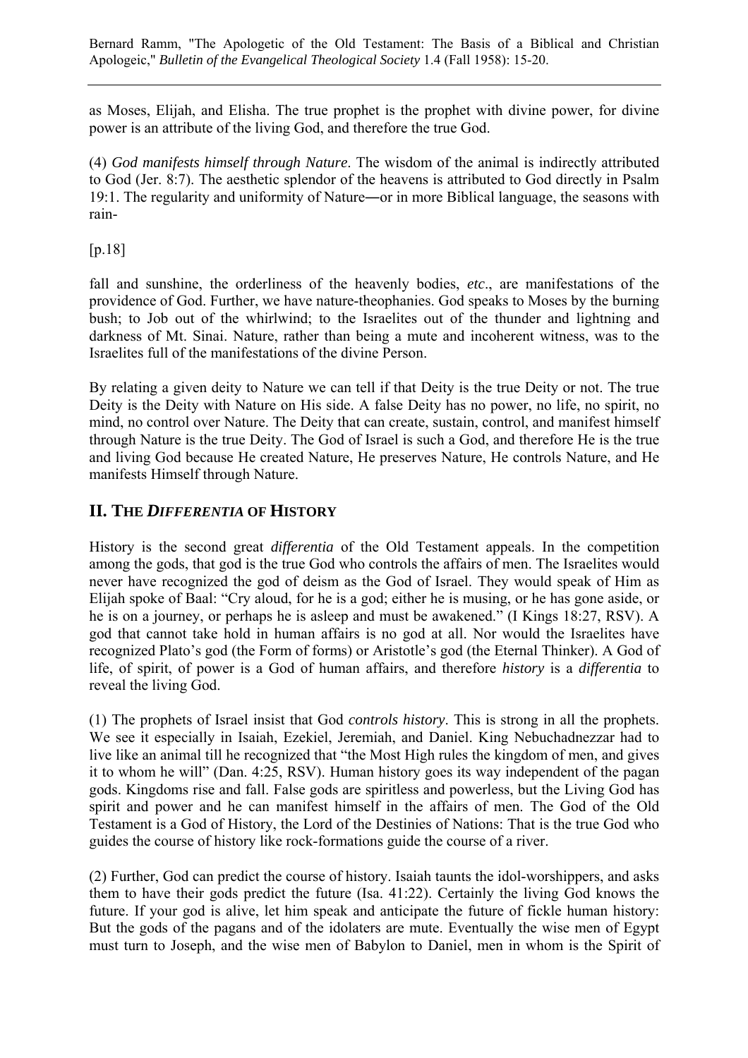as Moses, Elijah, and Elisha. The true prophet is the prophet with divine power, for divine power is an attribute of the living God, and therefore the true God.

(4) *God manifests himself through Nature*. The wisdom of the animal is indirectly attributed to God (Jer. 8:7). The aesthetic splendor of the heavens is attributed to God directly in Psalm 19:1. The regularity and uniformity of Nature―or in more Biblical language, the seasons with rain-

[p.18]

fall and sunshine, the orderliness of the heavenly bodies, *etc*., are manifestations of the providence of God. Further, we have nature-theophanies. God speaks to Moses by the burning bush; to Job out of the whirlwind; to the Israelites out of the thunder and lightning and darkness of Mt. Sinai. Nature, rather than being a mute and incoherent witness, was to the Israelites full of the manifestations of the divine Person.

By relating a given deity to Nature we can tell if that Deity is the true Deity or not. The true Deity is the Deity with Nature on His side. A false Deity has no power, no life, no spirit, no mind, no control over Nature. The Deity that can create, sustain, control, and manifest himself through Nature is the true Deity. The God of Israel is such a God, and therefore He is the true and living God because He created Nature, He preserves Nature, He controls Nature, and He manifests Himself through Nature.

## II. The *Differentia* of History

History is the second great *differentia* of the Old Testament appeals. In the competition among the gods, that god is the true God who controls the affairs of men. The Israelites would never have recognized the god of deism as the God of Israel. They would speak of Him as Elijah spoke of Baal: "Cry aloud, for he is a god; either he is musing, or he has gone aside, or he is on a journey, or perhaps he is asleep and must be awakened." (I Kings 18:27, RSV). A god that cannot take hold in human affairs is no god at all. Nor would the Israelites have recognized Plato's god (the Form of forms) or Aristotle's god (the Eternal Thinker). A God of life, of spirit, of power is a God of human affairs, and therefore *history* is a *differentia* to reveal the living God.

(1) The prophets of Israel insist that God *controls history*. This is strong in all the prophets. We see it especially in Isaiah, Ezekiel, Jeremiah, and Daniel. King Nebuchadnezzar had to live like an animal till he recognized that "the Most High rules the kingdom of men, and gives it to whom he will" (Dan. 4:25, RSV). Human history goes its way independent of the pagan gods. Kingdoms rise and fall. False gods are spiritless and powerless, but the Living God has spirit and power and he can manifest himself in the affairs of men. The God of the Old Testament is a God of History, the Lord of the Destinies of Nations: That is the true God who guides the course of history like rock-formations guide the course of a river.

(2) Further, God can predict the course of history. Isaiah taunts the idol-worshippers, and asks them to have their gods predict the future (Isa. 41:22). Certainly the living God knows the future. If your god is alive, let him speak and anticipate the future of fickle human history: But the gods of the pagans and of the idolaters are mute. Eventually the wise men of Egypt must turn to Joseph, and the wise men of Babylon to Daniel, men in whom is the Spirit of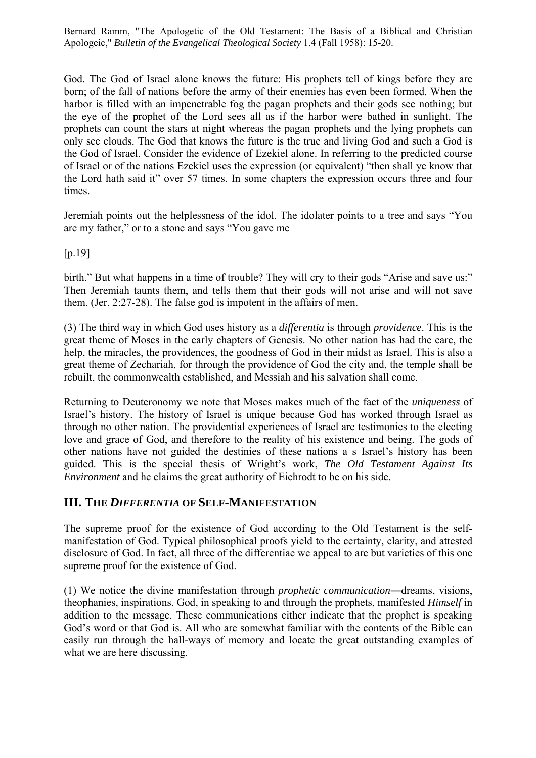God. The God of Israel alone knows the future: His prophets tell of kings before they are born; of the fall of nations before the army of their enemies has even been formed. When the harbor is filled with an impenetrable fog the pagan prophets and their gods see nothing; but the eye of the prophet of the Lord sees all as if the harbor were bathed in sunlight. The prophets can count the stars at night whereas the pagan prophets and the lying prophets can only see clouds. The God that knows the future is the true and living God and such a God is the God of Israel. Consider the evidence of Ezekiel alone. In referring to the predicted course of Israel or of the nations Ezekiel uses the expression (or equivalent) "then shall ye know that the Lord hath said it" over 57 times. In some chapters the expression occurs three and four times.

Jeremiah points out the helplessness of the idol. The idolater points to a tree and says "You are my father," or to a stone and says "You gave me

[p.19]

birth." But what happens in a time of trouble? They will cry to their gods "Arise and save us:" Then Jeremiah taunts them, and tells them that their gods will not arise and will not save them. (Jer. 2:27-28). The false god is impotent in the affairs of men.

(3) The third way in which God uses history as a *differentia* is through *providence*. This is the great theme of Moses in the early chapters of Genesis. No other nation has had the care, the help, the miracles, the providences, the goodness of God in their midst as Israel. This is also a great theme of Zechariah, for through the providence of God the city and, the temple shall be rebuilt, the commonwealth established, and Messiah and his salvation shall come.

Returning to Deuteronomy we note that Moses makes much of the fact of the *uniqueness* of Israel's history. The history of Israel is unique because God has worked through Israel as through no other nation. The providential experiences of Israel are testimonies to the electing love and grace of God, and therefore to the reality of his existence and being. The gods of other nations have not guided the destinies of these nations a s Israel's history has been guided. This is the special thesis of Wright's work, *The Old Testament Against Its Environment* and he claims the great authority of Eichrodt to be on his side.

## III. The *Differentia* of Self-Manifestation

The supreme proof for the existence of God according to the Old Testament is the self-manifestation of God. Typical philosophical proofs yield to the certainty, clarity, and attested disclosure of God. In fact, all three of the differentiae we appeal to are but varieties of this one supreme proof for the existence of God.

(1) We notice the divine manifestation through *prophetic communication*—dreams, visions, theophanies, inspirations. God, in speaking to and through the prophets, manifested *Himself* in addition to the message. These communications either indicate that the prophet is speaking God's word or that God is. All who are somewhat familiar with the contents of the Bible can easily run through the hall-ways of memory and locate the great outstanding examples of what we are here discussing.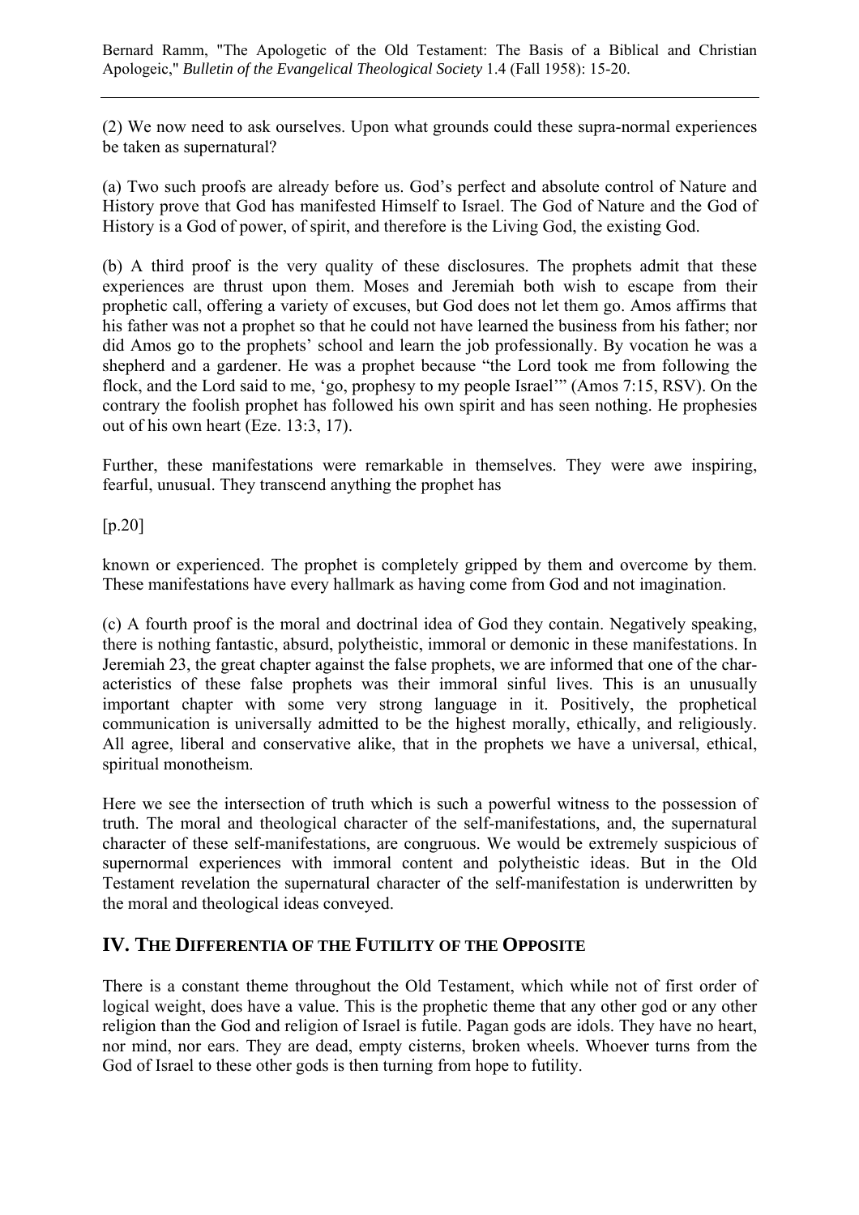(2) We now need to ask ourselves. Upon what grounds could these supra-normal experiences be taken as supernatural?

(a) Two such proofs are already before us. God's perfect and absolute control of Nature and History prove that God has manifested Himself to Israel. The God of Nature and the God of History is a God of power, of spirit, and therefore is the Living God, the existing God.

(b) A third proof is the very quality of these disclosures. The prophets admit that these experiences are thrust upon them. Moses and Jeremiah both wish to escape from their prophetic call, offering a variety of excuses, but God does not let them go. Amos affirms that his father was not a prophet so that he could not have learned the business from his father; nor did Amos go to the prophets' school and learn the job professionally. By vocation he was a shepherd and a gardener. He was a prophet because "the Lord took me from following the flock, and the Lord said to me, 'go, prophesy to my people Israel'" (Amos 7:15, RSV). On the contrary the foolish prophet has followed his own spirit and has seen nothing. He prophesies out of his own heart (Eze. 13:3, 17).

Further, these manifestations were remarkable in themselves. They were awe inspiring, fearful, unusual. They transcend anything the prophet has

[p.20]

known or experienced. The prophet is completely gripped by them and overcome by them. These manifestations have every hallmark as having come from God and not imagination.

(c) A fourth proof is the moral and doctrinal idea of God they contain. Negatively speaking, there is nothing fantastic, absurd, polytheistic, immoral or demonic in these manifestations. In Jeremiah 23, the great chapter against the false prophets, we are informed that one of the characteristics of these false prophets was their immoral sinful lives. This is an unusually important chapter with some very strong language in it. Positively, the prophetical communication is universally admitted to be the highest morally, ethically, and religiously. All agree, liberal and conservative alike, that in the prophets we have a universal, ethical, spiritual monotheism.

Here we see the intersection of truth which is such a powerful witness to the possession of truth. The moral and theological character of the self-manifestations, and, the supernatural character of these self-manifestations, are congruous. We would be extremely suspicious of supernormal experiences with immoral content and polytheistic ideas. But in the Old Testament revelation the supernatural character of the self-manifestation is underwritten by the moral and theological ideas conveyed.

## IV. The Differentia of the Futility of the Opposite

There is a constant theme throughout the Old Testament, which while not of first order of logical weight, does have a value. This is the prophetic theme that any other god or any other religion than the God and religion of Israel is futile. Pagan gods are idols. They have no heart, nor mind, nor ears. They are dead, empty cisterns, broken wheels. Whoever turns from the God of Israel to these other gods is then turning from hope to futility.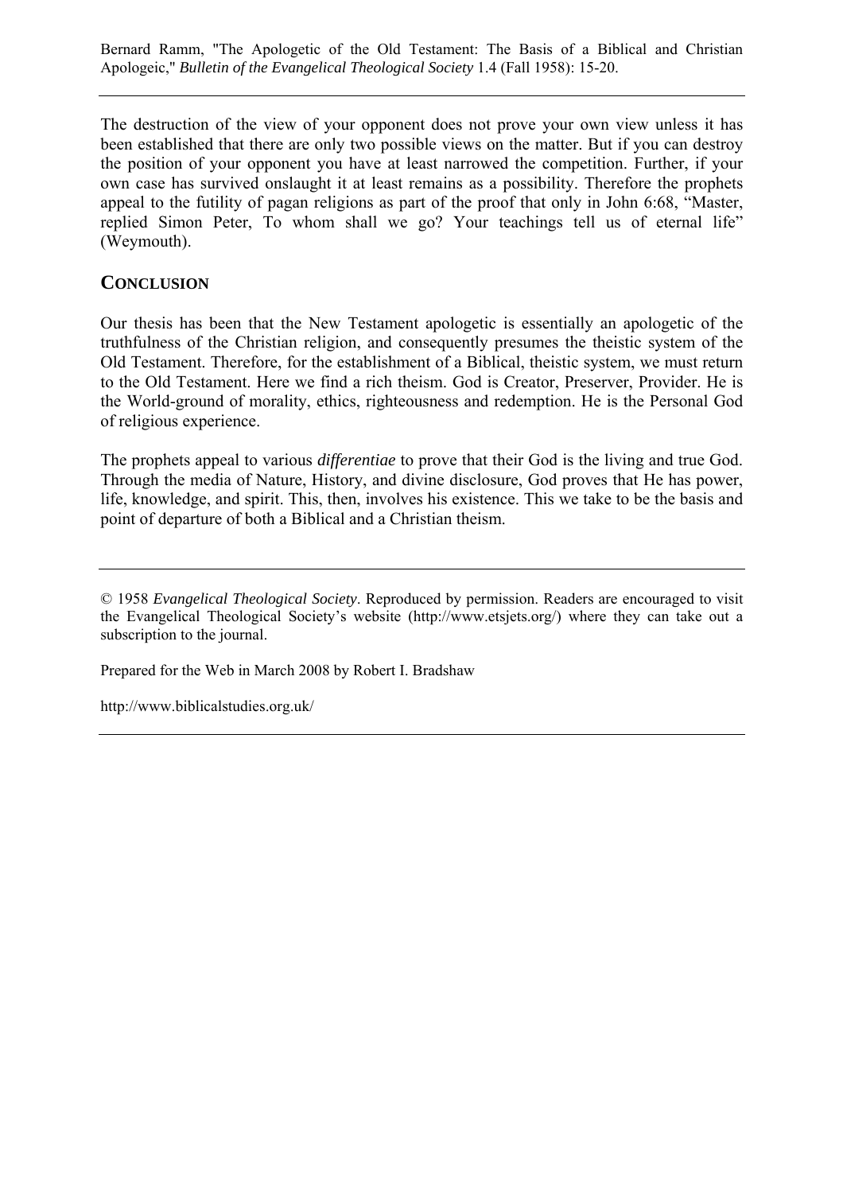The destruction of the view of your opponent does not prove your own view unless it has been established that there are only two possible views on the matter. But if you can destroy the position of your opponent you have at least narrowed the competition. Further, if your own case has survived onslaught it at least remains as a possibility. Therefore the prophets appeal to the futility of pagan religions as part of the proof that only in John 6:68, "Master, replied Simon Peter, To whom shall we go? Your teachings tell us of eternal life" (Weymouth).

## CONCLUSION

Our thesis has been that the New Testament apologetic is essentially an apologetic of the truthfulness of the Christian religion, and consequently presumes the theistic system of the Old Testament. Therefore, for the establishment of a Biblical, theistic system, we must return to the Old Testament. Here we find a rich theism. God is Creator, Preserver, Provider. He is the World-ground of morality, ethics, righteousness and redemption. He is the Personal God of religious experience.

The prophets appeal to various *differentiae* to prove that their God is the living and true God. Through the media of Nature, History, and divine disclosure, God proves that He has power, life, knowledge, and spirit. This, then, involves his existence. This we take to be the basis and point of departure of both a Biblical and a Christian theism.

---

© 1958 *Evangelical Theological Society*. Reproduced by permission. Readers are encouraged to visit the Evangelical Theological Society's website (http://www.etsjets.org/) where they can take out a subscription to the journal.

Prepared for the Web in March 2008 by Robert I. Bradshaw

http://www.biblicalstudies.org.uk/